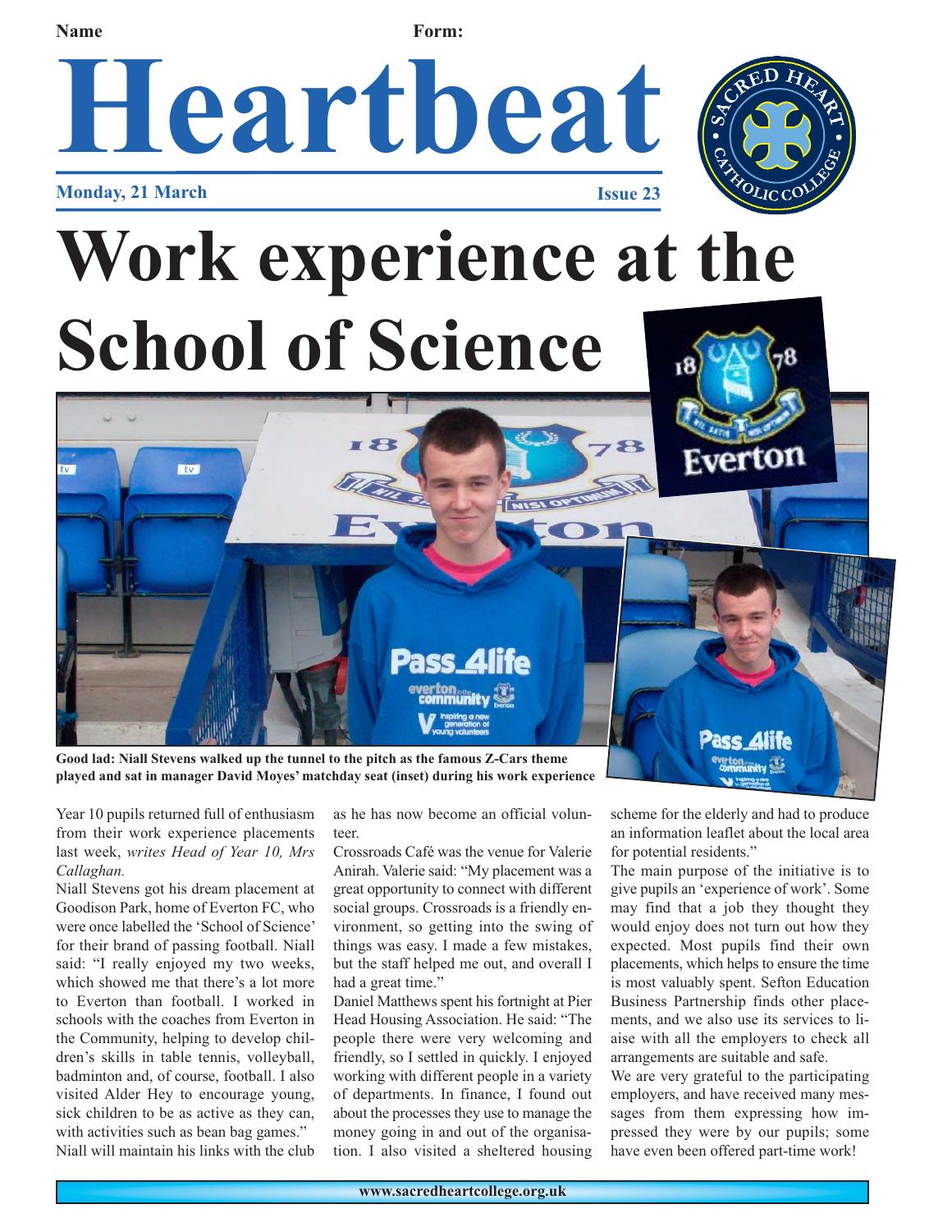Name Form:

# Heartbeat

**Monday, 21 March** **Issue 23**

# Work experience at the School of Science

**Good lad: Niall Stevens walked up the tunnel to the pitch as the famous Z-Cars theme played and sat in manager David Moyes' matchday seat (inset) during his work experience**

Year 10 pupils returned full of enthusiasm from their work experience placements last week, *writes Head of Year 10, Mrs Callaghan.*

Niall Stevens got his dream placement at Goodison Park, home of Everton FC, who were once labelled the 'School of Science' for their brand of passing football. Niall said: "I really enjoyed my two weeks, which showed me that there's a lot more to Everton than football. I worked in schools with the coaches from Everton in the Community, helping to develop children's skills in table tennis, volleyball, badminton and, of course, football. I also visited Alder Hey to encourage young, sick children to be as active as they can, with activities such as bean bag games."

Niall will maintain his links with the club as he has now become an official volunteer.

Crossroads Café was the venue for Valerie Anirah. Valerie said: "My placement was a great opportunity to connect with different social groups. Crossroads is a friendly environment, so getting into the swing of things was easy. I made a few mistakes, but the staff helped me out, and overall I had a great time."

Daniel Matthews spent his fortnight at Pier Head Housing Association. He said: "The people there were very welcoming and friendly, so I settled in quickly. I enjoyed working with different people in a variety of departments. In finance, I found out about the processes they use to manage the money going in and out of the organisation. I also visited a sheltered housing scheme for the elderly and had to produce an information leaflet about the local area for potential residents."

The main purpose of the initiative is to give pupils an 'experience of work'. Some may find that a job they thought they would enjoy does not turn out how they expected. Most pupils find their own placements, which helps to ensure the time is most valuably spent. Sefton Education Business Partnership finds other placements, and we also use its services to liaise with all the employers to check all arrangements are suitable and safe.

We are very grateful to the participating employers, and have received many messages from them expressing how impressed they were by our pupils; some have even been offered part-time work!

www.sacredheartcollege.org.uk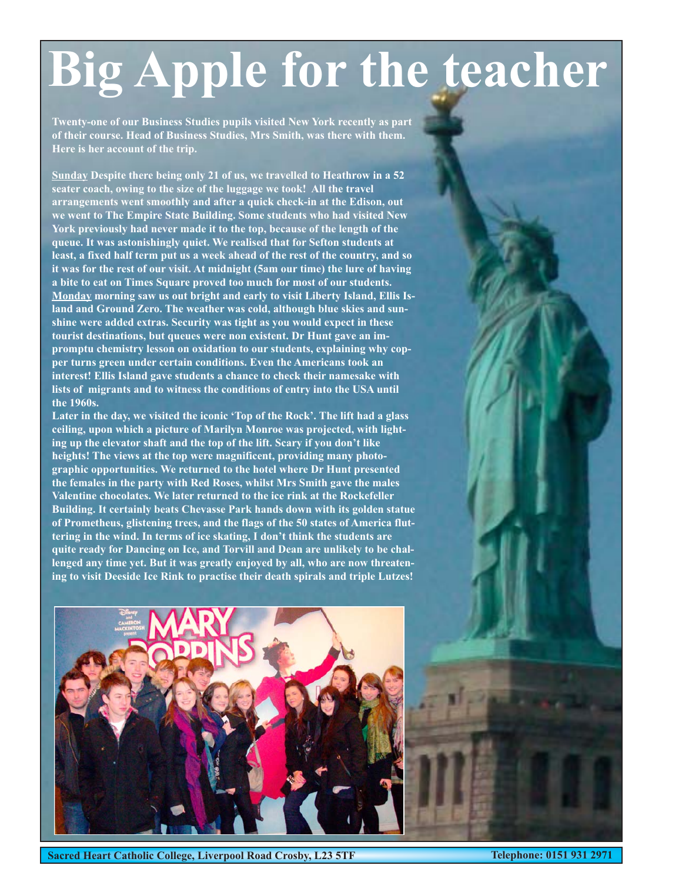# Big Apple for the teacher

**Twenty-one of our Business Studies pupils visited New York recently as part of their course. Head of Business Studies, Mrs Smith, was there with them. Here is her account of the trip.**

**Sunday** Despite there being only 21 of us, we travelled to Heathrow in a 52 seater coach, owing to the size of the luggage we took! All the travel arrangements went smoothly and after a quick check-in at the Edison, out we went to The Empire State Building. Some students who had visited New York previously had never made it to the top, because of the length of the queue. It was astonishingly quiet. We realised that for Sefton students at least, a fixed half term put us a week ahead of the rest of the country, and so it was for the rest of our visit. At midnight (5am our time) the lure of having a bite to eat on Times Square proved too much for most of our students.

**Monday** morning saw us out bright and early to visit Liberty Island, Ellis Island and Ground Zero. The weather was cold, although blue skies and sunshine were added extras. Security was tight as you would expect in these tourist destinations, but queues were non existent. Dr Hunt gave an impromptu chemistry lesson on oxidation to our students, explaining why copper turns green under certain conditions. Even the Americans took an interest! Ellis Island gave students a chance to check their namesake with lists of migrants and to witness the conditions of entry into the USA until the 1960s.

Later in the day, we visited the iconic 'Top of the Rock'. The lift had a glass ceiling, upon which a picture of Marilyn Monroe was projected, with lighting up the elevator shaft and the top of the lift. Scary if you don't like heights! The views at the top were magnificent, providing many photographic opportunities. We returned to the hotel where Dr Hunt presented the females in the party with Red Roses, whilst Mrs Smith gave the males Valentine chocolates. We later returned to the ice rink at the Rockefeller Building. It certainly beats Chevasse Park hands down with its golden statue of Prometheus, glistening trees, and the flags of the 50 states of America fluttering in the wind. In terms of ice skating, I don't think the students are quite ready for Dancing on Ice, and Torvill and Dean are unlikely to be challenged any time yet. But it was greatly enjoyed by all, who are now threatening to visit Deeside Ice Rink to practise their death spirals and triple Lutzes!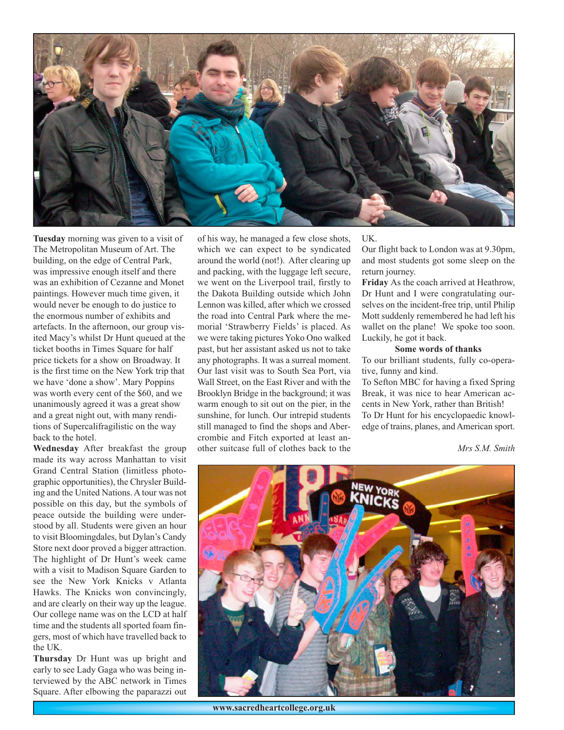**Tuesday** morning was given to a visit of The Metropolitan Museum of Art. The building, on the edge of Central Park, was impressive enough itself and there was an exhibition of Cezanne and Monet paintings. However much time given, it would never be enough to do justice to the enormous number of exhibits and artefacts. In the afternoon, our group visited Macy's whilst Dr Hunt queued at the ticket booths in Times Square for half price tickets for a show on Broadway. It is the first time on the New York trip that we have 'done a show'. Mary Poppins was worth every cent of the $60, and we unanimously agreed it was a great show and a great night out, with many renditions of Supercalifragilistic on the way back to the hotel.

**Wednesday** After breakfast the group made its way across Manhattan to visit Grand Central Station (limitless photographic opportunities), the Chrysler Building and the United Nations. A tour was not possible on this day, but the symbols of peace outside the building were understood by all. Students were given an hour to visit Bloomingdales, but Dylan's Candy Store next door proved a bigger attraction. The highlight of Dr Hunt's week came with a visit to Madison Square Garden to see the New York Knicks v Atlanta Hawks. The Knicks won convincingly, and are clearly on their way up the league. Our college name was on the LCD at half time and the students all sported foam fingers, most of which have travelled back to the UK.

**Thursday** Dr Hunt was up bright and early to see Lady Gaga who was being interviewed by the ABC network in Times Square. After elbowing the paparazzi out of his way, he managed a few close shots, which we can expect to be syndicated around the world (not!). After clearing up and packing, with the luggage left secure, we went on the Liverpool trail, firstly to the Dakota Building outside which John Lennon was killed, after which we crossed the road into Central Park where the memorial 'Strawberry Fields' is placed. As we were taking pictures Yoko Ono walked past, but her assistant asked us not to take any photographs. It was a surreal moment. Our last visit was to South Sea Port, via Wall Street, on the East River and with the Brooklyn Bridge in the background; it was warm enough to sit out on the pier, in the sunshine, for lunch. Our intrepid students still managed to find the shops and Abercrombie and Fitch exported at least another suitcase full of clothes back to the UK.

Our flight back to London was at 9.30pm, and most students got some sleep on the return journey.

**Friday** As the coach arrived at Heathrow, Dr Hunt and I were congratulating ourselves on the incident-free trip, until Philip Mott suddenly remembered he had left his wallet on the plane! We spoke too soon. Luckily, he got it back.

**Some words of thanks**

To our brilliant students, fully co-operative, funny and kind.

To Sefton MBC for having a fixed Spring Break, it was nice to hear American accents in New York, rather than British!

To Dr Hunt for his encyclopaedic knowledge of trains, planes, and American sport.

*Mrs S.M. Smith*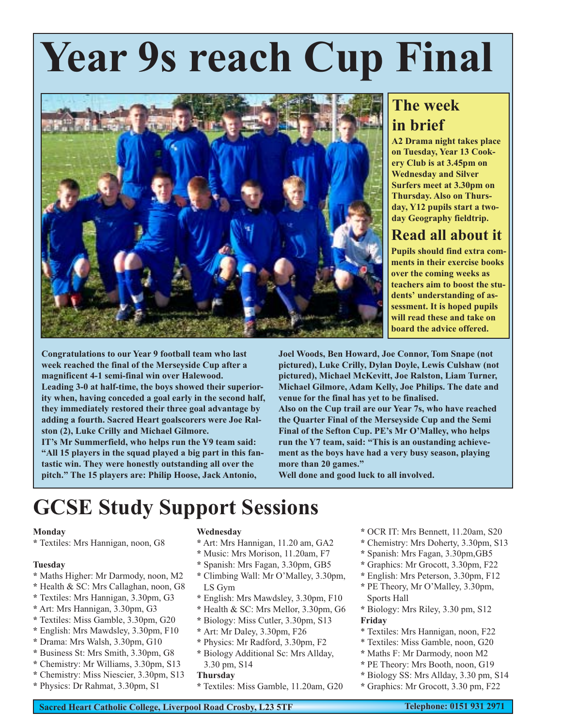# Year 9s reach Cup Final

## The week in brief

**A2 Drama night takes place on Tuesday, Year 13 Cookery Club is at 3.45pm on Wednesday and Silver Surfers meet at 3.30pm on Thursday. Also on Thursday, Y12 pupils start a two-day Geography fieldtrip.**

## Read all about it

**Pupils should find extra comments in their exercise books over the coming weeks as teachers aim to boost the students' understanding of assessment. It is hoped pupils will read these and take on board the advice offered.**

**Congratulations to our Year 9 football team who last week reached the final of the Merseyside Cup after a magnificent 4-1 semi-final win over Halewood.**

**Leading 3-0 at half-time, the boys showed their superiority when, having conceded a goal early in the second half, they immediately restored their three goal advantage by adding a fourth. Sacred Heart goalscorers were Joe Ralston (2), Luke Crilly and Michael Gilmore.**

**IT's Mr Summerfield, who helps run the Y9 team said: "All 15 players in the squad played a big part in this fantastic win. They were honestly outstanding all over the pitch." The 15 players are: Philip Hoose, Jack Antonio, Joel Woods, Ben Howard, Joe Connor, Tom Snape (not pictured), Luke Crilly, Dylan Doyle, Lewis Culshaw (not pictured), Michael McKevitt, Joe Ralston, Liam Turner, Michael Gilmore, Adam Kelly, Joe Philips. The date and venue for the final has yet to be finalised.**

**Also on the Cup trail are our Year 7s, who have reached the Quarter Final of the Merseyside Cup and the Semi Final of the Sefton Cup. PE's Mr O'Malley, who helps run the Y7 team, said: "This is an oustanding achievement as the boys have had a very busy season, playing more than 20 games."**

**Well done and good luck to all involved.**

# GCSE Study Support Sessions

**Monday**

* Textiles: Mrs Hannigan, noon, G8

**Tuesday**

* Maths Higher: Mr Darmody, noon, M2
* Health & SC: Mrs Callaghan, noon, G8
* Textiles: Mrs Hannigan, 3.30pm, G3
* Art: Mrs Hannigan, 3.30pm, G3
* Textiles: Miss Gamble, 3.30pm, G20
* English: Mrs Mawdsley, 3.30pm, F10
* Drama: Mrs Walsh, 3.30pm, G10
* Business St: Mrs Smith, 3.30pm, G8
* Chemistry: Mr Williams, 3.30pm, S13
* Chemistry: Miss Niescier, 3.30pm, S13
* Physics: Dr Rahmat, 3.30pm, S1

**Wednesday**

* Art: Mrs Hannigan, 11.20 am, GA2
* Music: Mrs Morison, 11.20am, F7
* Spanish: Mrs Fagan, 3.30pm, GB5
* Climbing Wall: Mr O'Malley, 3.30pm, LS Gym
* English: Mrs Mawdsley, 3.30pm, F10
* Health & SC: Mrs Mellor, 3.30pm, G6
* Biology: Miss Cutler, 3.30pm, S13
* Art: Mr Daley, 3.30pm, F26
* Physics: Mr Radford, 3.30pm, F2
* Biology Additional Sc: Mrs Allday, 3.30 pm, S14

**Thursday**

* Textiles: Miss Gamble, 11.20am, G20
* OCR IT: Mrs Bennett, 11.20am, S20
* Chemistry: Mrs Doherty, 3.30pm, S13
* Spanish: Mrs Fagan, 3.30pm,GB5
* Graphics: Mr Grocott, 3.30pm, F22
* English: Mrs Peterson, 3.30pm, F12
* PE Theory, Mr O'Malley, 3.30pm, Sports Hall
* Biology: Mrs Riley, 3.30 pm, S12

**Friday**

* Textiles: Mrs Hannigan, noon, F22
* Textiles: Miss Gamble, noon, G20
* Maths F: Mr Darmody, noon M2
* PE Theory: Mrs Booth, noon, G19
* Biology SS: Mrs Allday, 3.30 pm, S14
* Graphics: Mr Grocott, 3.30 pm, F22

**Sacred Heart Catholic College, Liverpool Road Crosby, L23 5TF** **Telephone: 0151 931 2971**